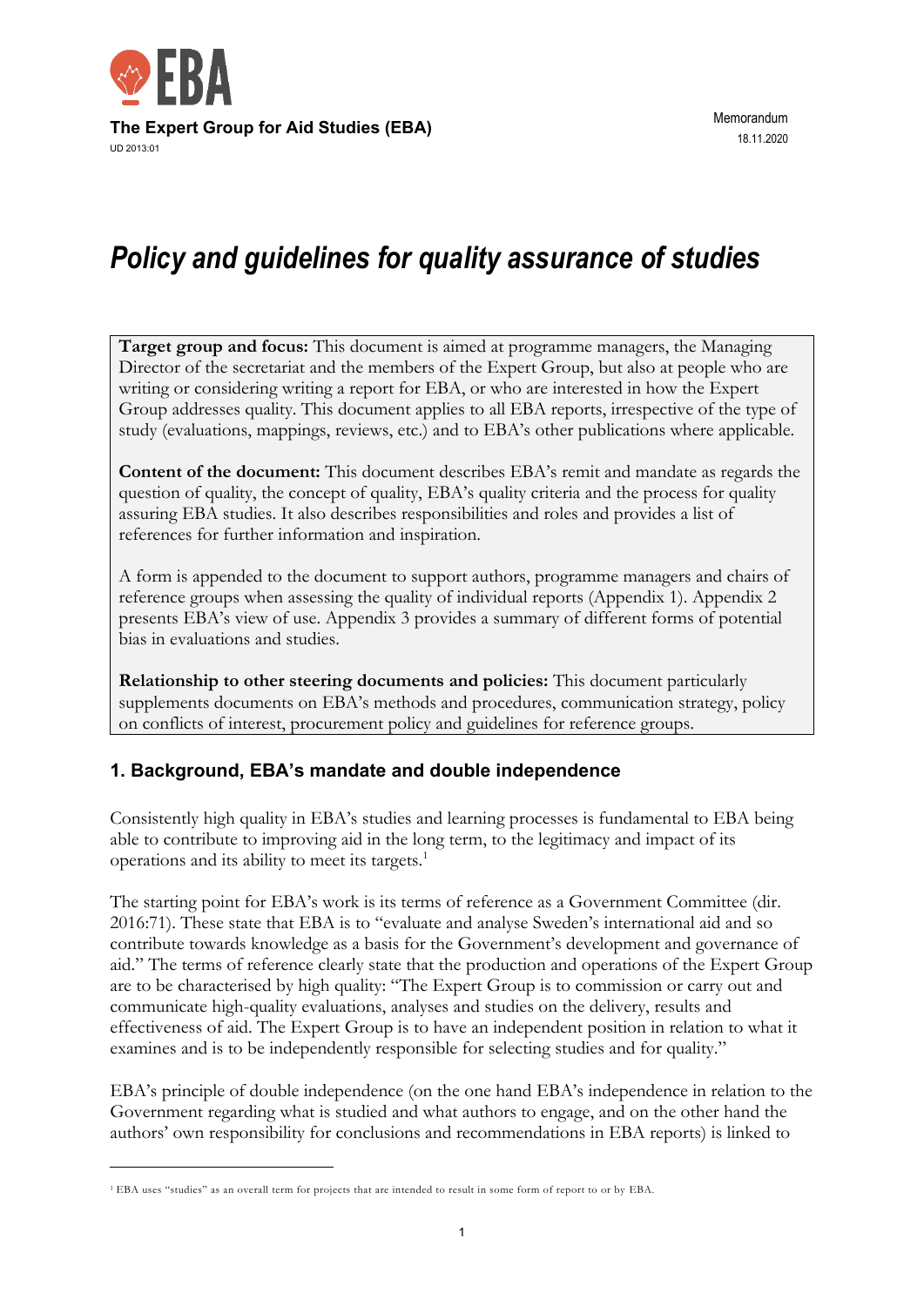**The Expert Group for Aid Studies (EBA)**
UD 2013:01

Memorandum
18.11.2020

# *Policy and guidelines for quality assurance of studies*

**Target group and focus:** This document is aimed at programme managers, the Managing Director of the secretariat and the members of the Expert Group, but also at people who are writing or considering writing a report for EBA, or who are interested in how the Expert Group addresses quality. This document applies to all EBA reports, irrespective of the type of study (evaluations, mappings, reviews, etc.) and to EBA's other publications where applicable.

**Content of the document:** This document describes EBA's remit and mandate as regards the question of quality, the concept of quality, EBA's quality criteria and the process for quality assuring EBA studies. It also describes responsibilities and roles and provides a list of references for further information and inspiration.

A form is appended to the document to support authors, programme managers and chairs of reference groups when assessing the quality of individual reports (Appendix 1). Appendix 2 presents EBA's view of use. Appendix 3 provides a summary of different forms of potential bias in evaluations and studies.

**Relationship to other steering documents and policies:** This document particularly supplements documents on EBA's methods and procedures, communication strategy, policy on conflicts of interest, procurement policy and guidelines for reference groups.

## 1. Background, EBA's mandate and double independence

Consistently high quality in EBA's studies and learning processes is fundamental to EBA being able to contribute to improving aid in the long term, to the legitimacy and impact of its operations and its ability to meet its targets.[1]

The starting point for EBA's work is its terms of reference as a Government Committee (dir. 2016:71). These state that EBA is to "evaluate and analyse Sweden's international aid and so contribute towards knowledge as a basis for the Government's development and governance of aid." The terms of reference clearly state that the production and operations of the Expert Group are to be characterised by high quality: "The Expert Group is to commission or carry out and communicate high-quality evaluations, analyses and studies on the delivery, results and effectiveness of aid. The Expert Group is to have an independent position in relation to what it examines and is to be independently responsible for selecting studies and for quality."

EBA's principle of double independence (on the one hand EBA's independence in relation to the Government regarding what is studied and what authors to engage, and on the other hand the authors' own responsibility for conclusions and recommendations in EBA reports) is linked to

[1] EBA uses "studies" as an overall term for projects that are intended to result in some form of report to or by EBA.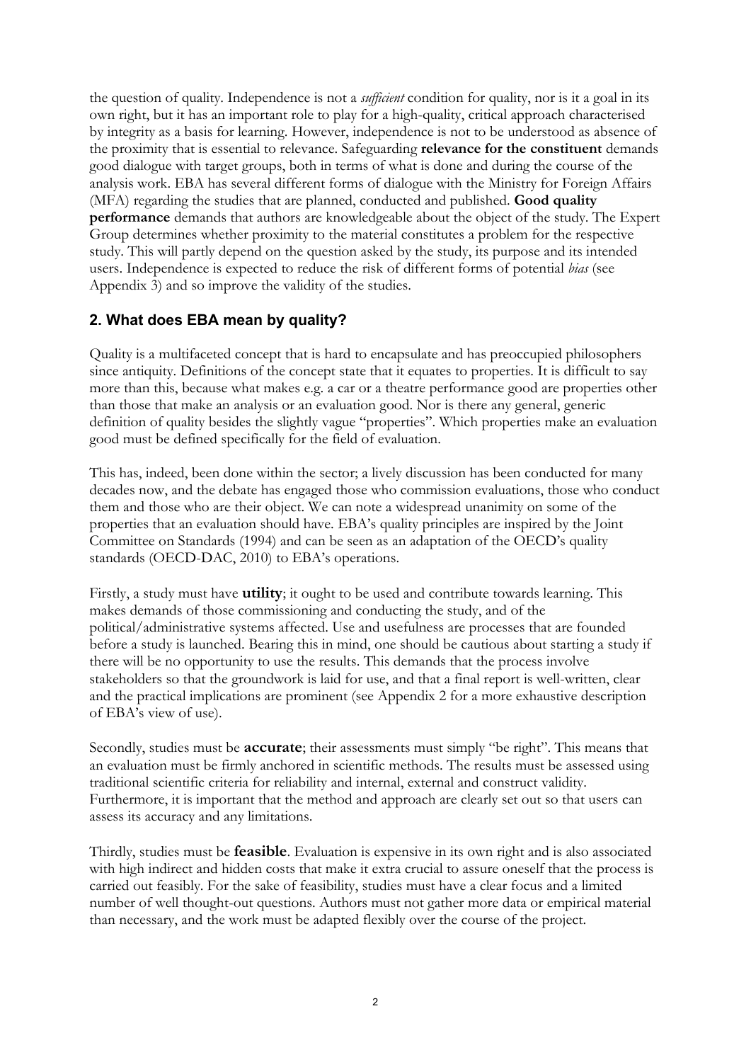the question of quality. Independence is not a *sufficient* condition for quality, nor is it a goal in its own right, but it has an important role to play for a high-quality, critical approach characterised by integrity as a basis for learning. However, independence is not to be understood as absence of the proximity that is essential to relevance. Safeguarding **relevance for the constituent** demands good dialogue with target groups, both in terms of what is done and during the course of the analysis work. EBA has several different forms of dialogue with the Ministry for Foreign Affairs (MFA) regarding the studies that are planned, conducted and published. **Good quality performance** demands that authors are knowledgeable about the object of the study. The Expert Group determines whether proximity to the material constitutes a problem for the respective study. This will partly depend on the question asked by the study, its purpose and its intended users. Independence is expected to reduce the risk of different forms of potential *bias* (see Appendix 3) and so improve the validity of the studies.

## 2. What does EBA mean by quality?

Quality is a multifaceted concept that is hard to encapsulate and has preoccupied philosophers since antiquity. Definitions of the concept state that it equates to properties. It is difficult to say more than this, because what makes e.g. a car or a theatre performance good are properties other than those that make an analysis or an evaluation good. Nor is there any general, generic definition of quality besides the slightly vague "properties". Which properties make an evaluation good must be defined specifically for the field of evaluation.

This has, indeed, been done within the sector; a lively discussion has been conducted for many decades now, and the debate has engaged those who commission evaluations, those who conduct them and those who are their object. We can note a widespread unanimity on some of the properties that an evaluation should have. EBA's quality principles are inspired by the Joint Committee on Standards (1994) and can be seen as an adaptation of the OECD's quality standards (OECD-DAC, 2010) to EBA's operations.

Firstly, a study must have **utility**; it ought to be used and contribute towards learning. This makes demands of those commissioning and conducting the study, and of the political/administrative systems affected. Use and usefulness are processes that are founded before a study is launched. Bearing this in mind, one should be cautious about starting a study if there will be no opportunity to use the results. This demands that the process involve stakeholders so that the groundwork is laid for use, and that a final report is well-written, clear and the practical implications are prominent (see Appendix 2 for a more exhaustive description of EBA's view of use).

Secondly, studies must be **accurate**; their assessments must simply "be right". This means that an evaluation must be firmly anchored in scientific methods. The results must be assessed using traditional scientific criteria for reliability and internal, external and construct validity. Furthermore, it is important that the method and approach are clearly set out so that users can assess its accuracy and any limitations.

Thirdly, studies must be **feasible**. Evaluation is expensive in its own right and is also associated with high indirect and hidden costs that make it extra crucial to assure oneself that the process is carried out feasibly. For the sake of feasibility, studies must have a clear focus and a limited number of well thought-out questions. Authors must not gather more data or empirical material than necessary, and the work must be adapted flexibly over the course of the project.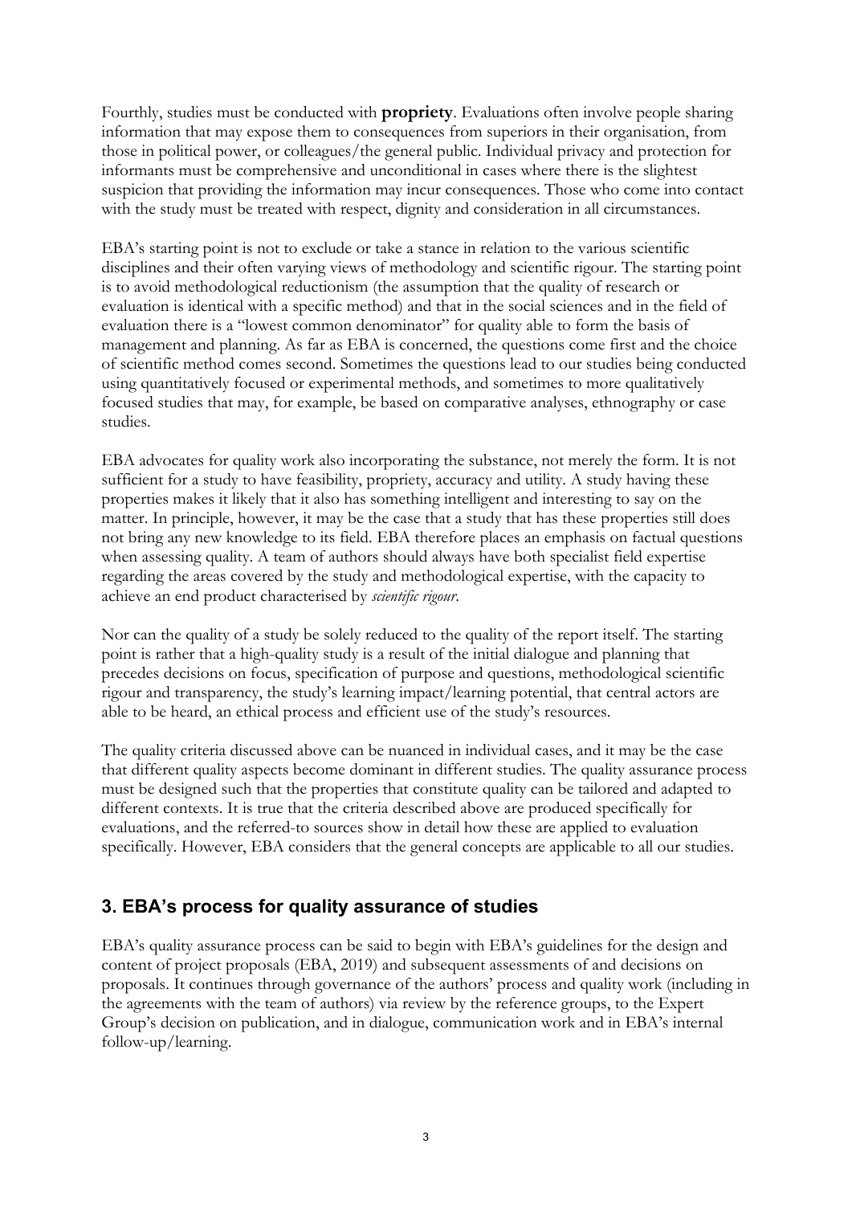Fourthly, studies must be conducted with **propriety**. Evaluations often involve people sharing information that may expose them to consequences from superiors in their organisation, from those in political power, or colleagues/the general public. Individual privacy and protection for informants must be comprehensive and unconditional in cases where there is the slightest suspicion that providing the information may incur consequences. Those who come into contact with the study must be treated with respect, dignity and consideration in all circumstances.

EBA's starting point is not to exclude or take a stance in relation to the various scientific disciplines and their often varying views of methodology and scientific rigour. The starting point is to avoid methodological reductionism (the assumption that the quality of research or evaluation is identical with a specific method) and that in the social sciences and in the field of evaluation there is a "lowest common denominator" for quality able to form the basis of management and planning. As far as EBA is concerned, the questions come first and the choice of scientific method comes second. Sometimes the questions lead to our studies being conducted using quantitatively focused or experimental methods, and sometimes to more qualitatively focused studies that may, for example, be based on comparative analyses, ethnography or case studies.

EBA advocates for quality work also incorporating the substance, not merely the form. It is not sufficient for a study to have feasibility, propriety, accuracy and utility. A study having these properties makes it likely that it also has something intelligent and interesting to say on the matter. In principle, however, it may be the case that a study that has these properties still does not bring any new knowledge to its field. EBA therefore places an emphasis on factual questions when assessing quality. A team of authors should always have both specialist field expertise regarding the areas covered by the study and methodological expertise, with the capacity to achieve an end product characterised by *scientific rigour*.

Nor can the quality of a study be solely reduced to the quality of the report itself. The starting point is rather that a high-quality study is a result of the initial dialogue and planning that precedes decisions on focus, specification of purpose and questions, methodological scientific rigour and transparency, the study's learning impact/learning potential, that central actors are able to be heard, an ethical process and efficient use of the study's resources.

The quality criteria discussed above can be nuanced in individual cases, and it may be the case that different quality aspects become dominant in different studies. The quality assurance process must be designed such that the properties that constitute quality can be tailored and adapted to different contexts. It is true that the criteria described above are produced specifically for evaluations, and the referred-to sources show in detail how these are applied to evaluation specifically. However, EBA considers that the general concepts are applicable to all our studies.

## 3. EBA's process for quality assurance of studies

EBA's quality assurance process can be said to begin with EBA's guidelines for the design and content of project proposals (EBA, 2019) and subsequent assessments of and decisions on proposals. It continues through governance of the authors' process and quality work (including in the agreements with the team of authors) via review by the reference groups, to the Expert Group's decision on publication, and in dialogue, communication work and in EBA's internal follow-up/learning.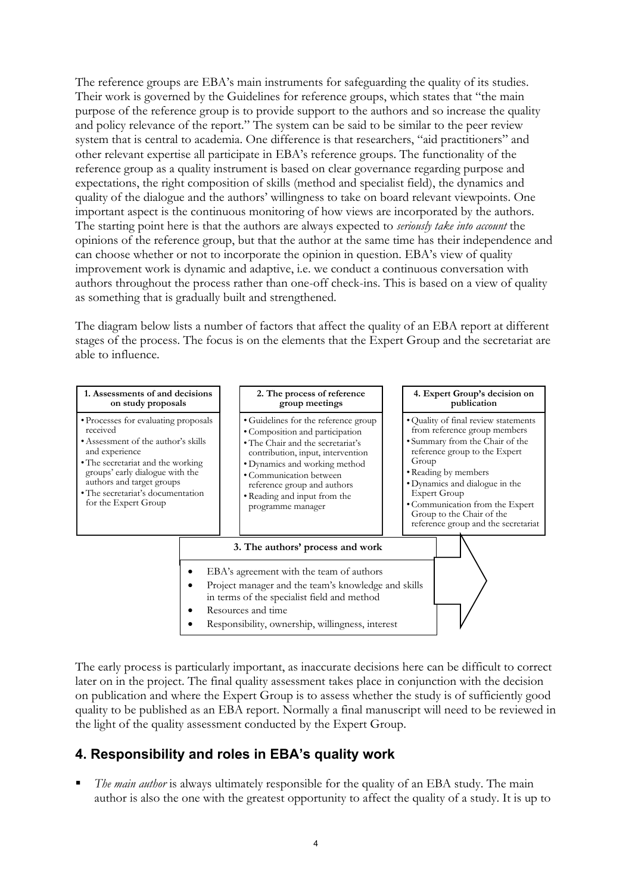The reference groups are EBA's main instruments for safeguarding the quality of its studies. Their work is governed by the Guidelines for reference groups, which states that "the main purpose of the reference group is to provide support to the authors and so increase the quality and policy relevance of the report." The system can be said to be similar to the peer review system that is central to academia. One difference is that researchers, "aid practitioners" and other relevant expertise all participate in EBA's reference groups. The functionality of the reference group as a quality instrument is based on clear governance regarding purpose and expectations, the right composition of skills (method and specialist field), the dynamics and quality of the dialogue and the authors' willingness to take on board relevant viewpoints. One important aspect is the continuous monitoring of how views are incorporated by the authors. The starting point here is that the authors are always expected to *seriously take into account* the opinions of the reference group, but that the author at the same time has their independence and can choose whether or not to incorporate the opinion in question. EBA's view of quality improvement work is dynamic and adaptive, i.e. we conduct a continuous conversation with authors throughout the process rather than one-off check-ins. This is based on a view of quality as something that is gradually built and strengthened.

The diagram below lists a number of factors that affect the quality of an EBA report at different stages of the process. The focus is on the elements that the Expert Group and the secretariat are able to influence.

**1. Assessments of and decisions on study proposals**

- Processes for evaluating proposals received
- Assessment of the author's skills and experience
- The secretariat and the working groups' early dialogue with the authors and target groups
- The secretariat's documentation for the Expert Group

**2. The process of reference group meetings**

- Guidelines for the reference group
- Composition and participation
- The Chair and the secretariat's contribution, input, intervention
- Dynamics and working method
- Communication between reference group and authors
- Reading and input from the programme manager

**3. The authors' process and work**

- EBA's agreement with the team of authors
- Project manager and the team's knowledge and skills in terms of the specialist field and method
- Resources and time
- Responsibility, ownership, willingness, interest

**4. Expert Group's decision on publication**

- Quality of final review statements from reference group members
- Summary from the Chair of the reference group to the Expert Group
- Reading by members
- Dynamics and dialogue in the Expert Group
- Communication from the Expert Group to the Chair of the reference group and the secretariat

The early process is particularly important, as inaccurate decisions here can be difficult to correct later on in the project. The final quality assessment takes place in conjunction with the decision on publication and where the Expert Group is to assess whether the study is of sufficiently good quality to be published as an EBA report. Normally a final manuscript will need to be reviewed in the light of the quality assessment conducted by the Expert Group.

## 4. Responsibility and roles in EBA's quality work

- *The main author* is always ultimately responsible for the quality of an EBA study. The main author is also the one with the greatest opportunity to affect the quality of a study. It is up to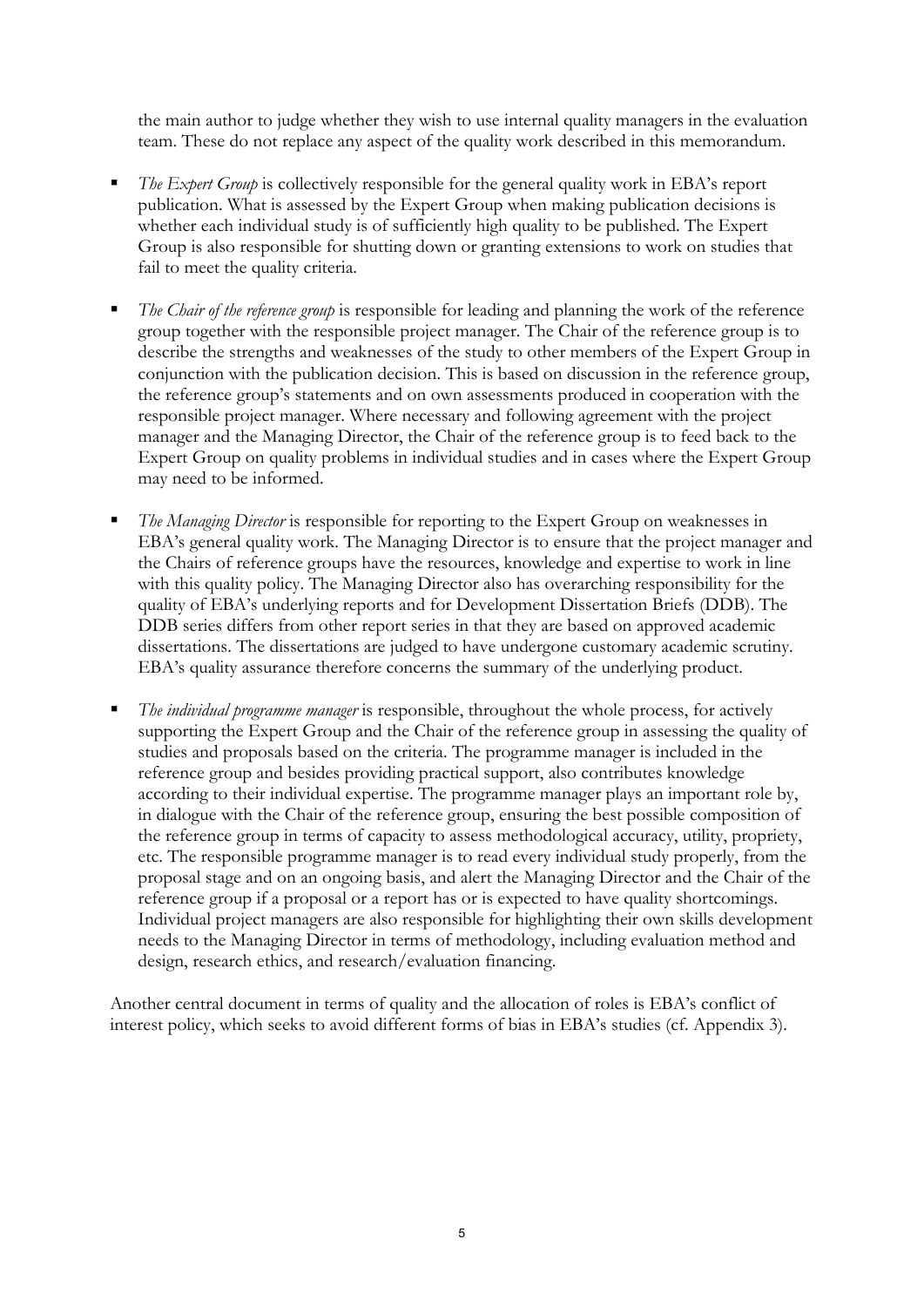the main author to judge whether they wish to use internal quality managers in the evaluation team. These do not replace any aspect of the quality work described in this memorandum.

- *The Expert Group* is collectively responsible for the general quality work in EBA's report publication. What is assessed by the Expert Group when making publication decisions is whether each individual study is of sufficiently high quality to be published. The Expert Group is also responsible for shutting down or granting extensions to work on studies that fail to meet the quality criteria.

- *The Chair of the reference group* is responsible for leading and planning the work of the reference group together with the responsible project manager. The Chair of the reference group is to describe the strengths and weaknesses of the study to other members of the Expert Group in conjunction with the publication decision. This is based on discussion in the reference group, the reference group's statements and on own assessments produced in cooperation with the responsible project manager. Where necessary and following agreement with the project manager and the Managing Director, the Chair of the reference group is to feed back to the Expert Group on quality problems in individual studies and in cases where the Expert Group may need to be informed.

- *The Managing Director* is responsible for reporting to the Expert Group on weaknesses in EBA's general quality work. The Managing Director is to ensure that the project manager and the Chairs of reference groups have the resources, knowledge and expertise to work in line with this quality policy. The Managing Director also has overarching responsibility for the quality of EBA's underlying reports and for Development Dissertation Briefs (DDB). The DDB series differs from other report series in that they are based on approved academic dissertations. The dissertations are judged to have undergone customary academic scrutiny. EBA's quality assurance therefore concerns the summary of the underlying product.

- *The individual programme manager* is responsible, throughout the whole process, for actively supporting the Expert Group and the Chair of the reference group in assessing the quality of studies and proposals based on the criteria. The programme manager is included in the reference group and besides providing practical support, also contributes knowledge according to their individual expertise. The programme manager plays an important role by, in dialogue with the Chair of the reference group, ensuring the best possible composition of the reference group in terms of capacity to assess methodological accuracy, utility, propriety, etc. The responsible programme manager is to read every individual study properly, from the proposal stage and on an ongoing basis, and alert the Managing Director and the Chair of the reference group if a proposal or a report has or is expected to have quality shortcomings. Individual project managers are also responsible for highlighting their own skills development needs to the Managing Director in terms of methodology, including evaluation method and design, research ethics, and research/evaluation financing.

Another central document in terms of quality and the allocation of roles is EBA's conflict of interest policy, which seeks to avoid different forms of bias in EBA's studies (cf. Appendix 3).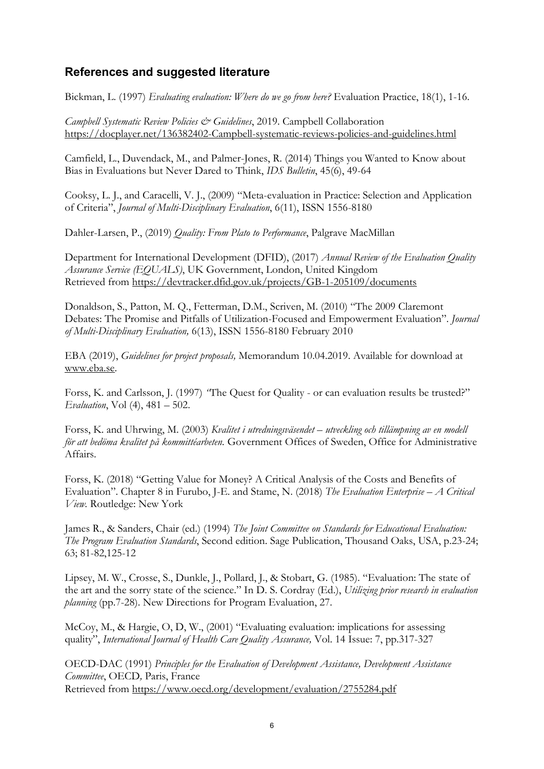## References and suggested literature

Bickman, L. (1997) *Evaluating evaluation: Where do we go from here?* Evaluation Practice, 18(1), 1-16.

*Campbell Systematic Review Policies & Guidelines*, 2019. Campbell Collaboration https://docplayer.net/136382402-Campbell-systematic-reviews-policies-and-guidelines.html

Camfield, L., Duvendack, M., and Palmer-Jones, R. (2014) Things you Wanted to Know about Bias in Evaluations but Never Dared to Think, *IDS Bulletin*, 45(6), 49-64

Cooksy, L. J., and Caracelli, V. J., (2009) "Meta-evaluation in Practice: Selection and Application of Criteria", *Journal of Multi-Disciplinary Evaluation*, 6(11), ISSN 1556-8180

Dahler-Larsen, P., (2019) *Quality: From Plato to Performance*, Palgrave MacMillan

Department for International Development (DFID), (2017) *Annual Review of the Evaluation Quality Assurance Service (EQUALS)*, UK Government, London, United Kingdom
Retrieved from https://devtracker.dfid.gov.uk/projects/GB-1-205109/documents

Donaldson, S., Patton, M. Q., Fetterman, D.M., Scriven, M. (2010) "The 2009 Claremont Debates: The Promise and Pitfalls of Utilization-Focused and Empowerment Evaluation". *Journal of Multi-Disciplinary Evaluation,* 6(13), ISSN 1556-8180 February 2010

EBA (2019), *Guidelines for project proposals,* Memorandum 10.04.2019. Available for download at www.eba.se.

Forss, K. and Carlsson, J. (1997) "The Quest for Quality - or can evaluation results be trusted?" *Evaluation*, Vol (4), 481 – 502.

Forss, K. and Uhrwing, M. (2003) *Kvalitet i utredningsväsendet – utveckling och tillämpning av en modell för att bedöma kvalitet på kommittéarbeten.* Government Offices of Sweden, Office for Administrative Affairs.

Forss, K. (2018) "Getting Value for Money? A Critical Analysis of the Costs and Benefits of Evaluation". Chapter 8 in Furubo, J-E. and Stame, N. (2018) *The Evaluation Enterprise – A Critical View.* Routledge: New York

James R., & Sanders, Chair (ed.) (1994) *The Joint Committee on Standards for Educational Evaluation: The Program Evaluation Standards*, Second edition. Sage Publication, Thousand Oaks, USA, p.23-24; 63; 81-82,125-12

Lipsey, M. W., Crosse, S., Dunkle, J., Pollard, J., & Stobart, G. (1985). "Evaluation: The state of the art and the sorry state of the science." In D. S. Cordray (Ed.), *Utilizing prior research in evaluation planning* (pp.7-28). New Directions for Program Evaluation, 27.

McCoy, M., & Hargie, O, D, W., (2001) "Evaluating evaluation: implications for assessing quality", *International Journal of Health Care Quality Assurance,* Vol. 14 Issue: 7, pp.317-327

OECD-DAC (1991) *Principles for the Evaluation of Development Assistance, Development Assistance Committee*, OECD*,* Paris, France
Retrieved from https://www.oecd.org/development/evaluation/2755284.pdf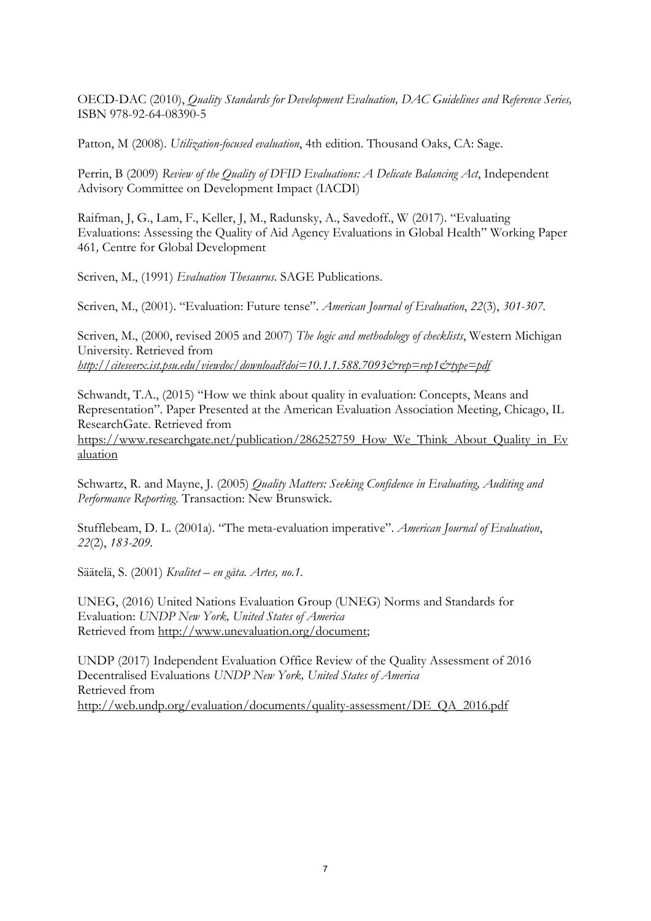OECD-DAC (2010), *Quality Standards for Development Evaluation, DAC Guidelines and Reference Series,* ISBN 978-92-64-08390-5

Patton, M (2008). *Utilization-focused evaluation*, 4th edition. Thousand Oaks, CA: Sage.

Perrin, B (2009) *Review of the Quality of DFID Evaluations: A Delicate Balancing Act*, Independent Advisory Committee on Development Impact (IACDI)

Raifman, J, G., Lam, F., Keller, J, M., Radunsky, A., Savedoff., W (2017). "Evaluating Evaluations: Assessing the Quality of Aid Agency Evaluations in Global Health" Working Paper 461*,* Centre for Global Development

Scriven, M., (1991) *Evaluation Thesaurus*. SAGE Publications.

Scriven, M., (2001). "Evaluation: Future tense". *American Journal of Evaluation*, *22*(3), *301-307*.

Scriven, M., (2000, revised 2005 and 2007) *The logic and methodology of checklists*, Western Michigan University. Retrieved from *http://citeseerx.ist.psu.edu/viewdoc/download?doi=10.1.1.588.7093&rep=rep1&type=pdf*

Schwandt, T.A., (2015) "How we think about quality in evaluation: Concepts, Means and Representation". Paper Presented at the American Evaluation Association Meeting, Chicago, IL ResearchGate. Retrieved from https://www.researchgate.net/publication/286252759_How_We_Think_About_Quality_in_Evaluation

Schwartz, R. and Mayne, J. (2005) *Quality Matters: Seeking Confidence in Evaluating, Auditing and Performance Reporting*. Transaction: New Brunswick.

Stufflebeam, D. L. (2001a). "The meta-evaluation imperative". *American Journal of Evaluation*, *22*(2), *183-209*.

Säätelä, S. (2001) *Kvalitet – en gåta. Artes, no.1.*

UNEG, (2016) United Nations Evaluation Group (UNEG) Norms and Standards for Evaluation: *UNDP New York, United States of America*
Retrieved from http://www.unevaluation.org/document;

UNDP (2017) Independent Evaluation Office Review of the Quality Assessment of 2016 Decentralised Evaluations *UNDP New York, United States of America*
Retrieved from
http://web.undp.org/evaluation/documents/quality-assessment/DE_QA_2016.pdf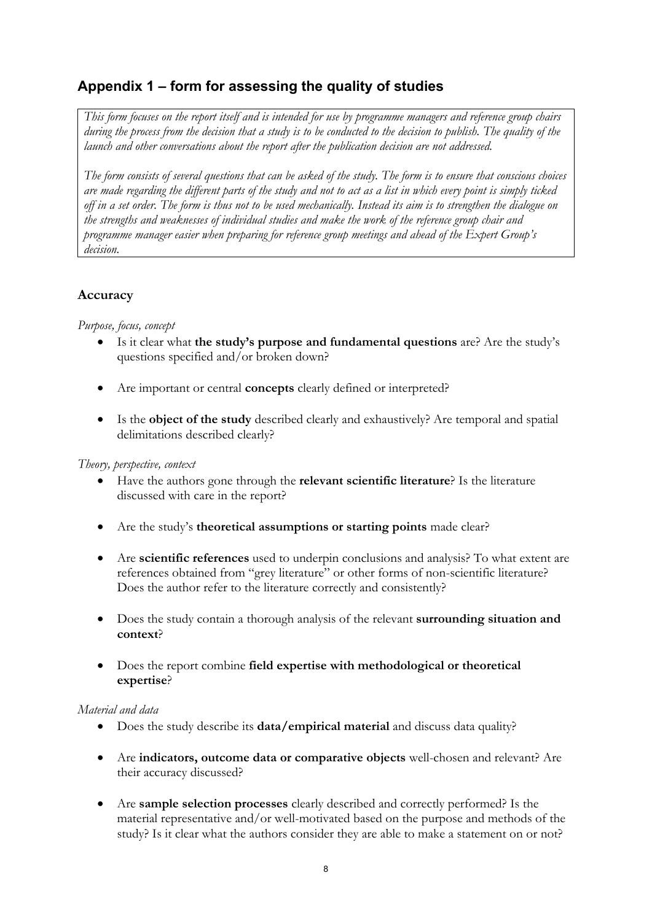## Appendix 1 – form for assessing the quality of studies

*This form focuses on the report itself and is intended for use by programme managers and reference group chairs during the process from the decision that a study is to be conducted to the decision to publish. The quality of the launch and other conversations about the report after the publication decision are not addressed.*

*The form consists of several questions that can be asked of the study. The form is to ensure that conscious choices are made regarding the different parts of the study and not to act as a list in which every point is simply ticked off in a set order. The form is thus not to be used mechanically. Instead its aim is to strengthen the dialogue on the strengths and weaknesses of individual studies and make the work of the reference group chair and programme manager easier when preparing for reference group meetings and ahead of the Expert Group's decision.*

### Accuracy

*Purpose, focus, concept*

- Is it clear what **the study's purpose and fundamental questions** are? Are the study's questions specified and/or broken down?
- Are important or central **concepts** clearly defined or interpreted?
- Is the **object of the study** described clearly and exhaustively? Are temporal and spatial delimitations described clearly?

*Theory, perspective, context*

- Have the authors gone through the **relevant scientific literature**? Is the literature discussed with care in the report?
- Are the study's **theoretical assumptions or starting points** made clear?
- Are **scientific references** used to underpin conclusions and analysis? To what extent are references obtained from "grey literature" or other forms of non-scientific literature? Does the author refer to the literature correctly and consistently?
- Does the study contain a thorough analysis of the relevant **surrounding situation and context**?
- Does the report combine **field expertise with methodological or theoretical expertise**?

*Material and data*

- Does the study describe its **data/empirical material** and discuss data quality?
- Are **indicators, outcome data or comparative objects** well-chosen and relevant? Are their accuracy discussed?
- Are **sample selection processes** clearly described and correctly performed? Is the material representative and/or well-motivated based on the purpose and methods of the study? Is it clear what the authors consider they are able to make a statement on or not?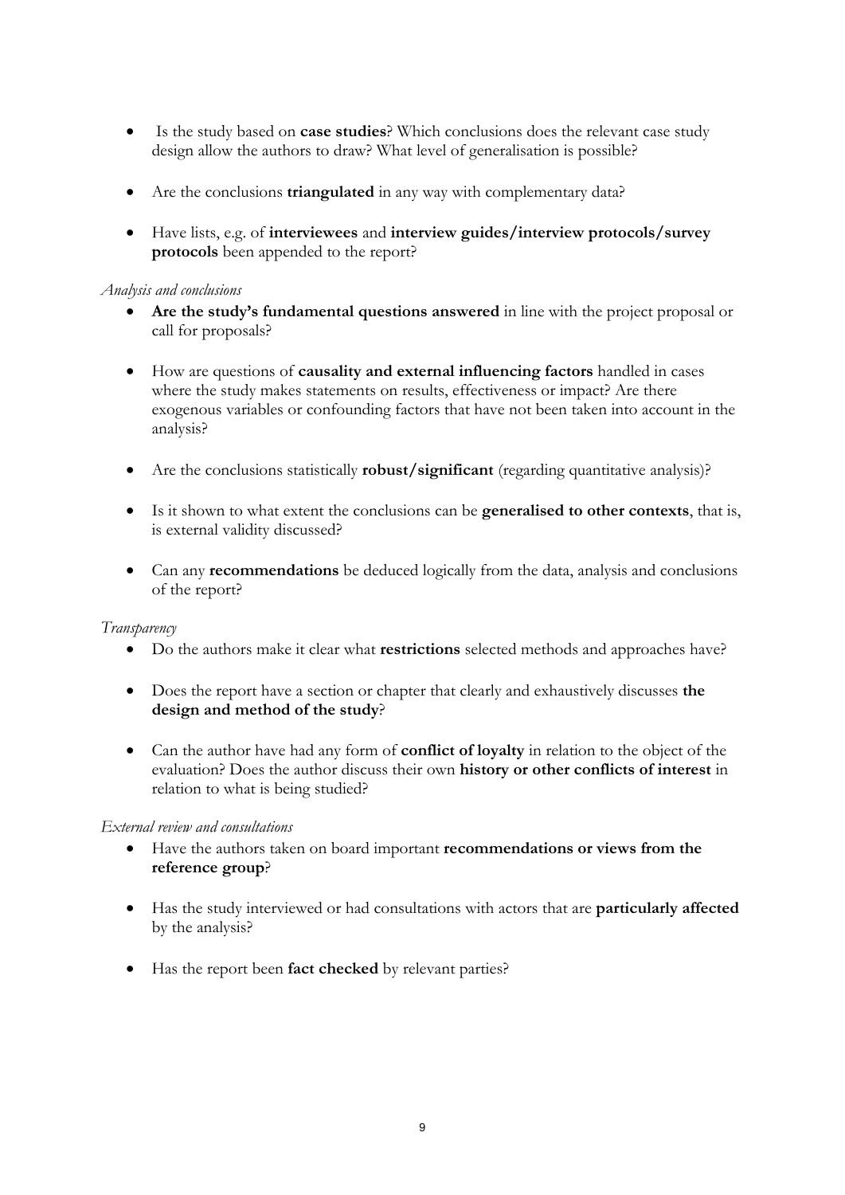- Is the study based on **case studies**? Which conclusions does the relevant case study design allow the authors to draw? What level of generalisation is possible?
- Are the conclusions **triangulated** in any way with complementary data?
- Have lists, e.g. of **interviewees** and **interview guides/interview protocols/survey protocols** been appended to the report?

*Analysis and conclusions*

- **Are the study's fundamental questions answered** in line with the project proposal or call for proposals?
- How are questions of **causality and external influencing factors** handled in cases where the study makes statements on results, effectiveness or impact? Are there exogenous variables or confounding factors that have not been taken into account in the analysis?
- Are the conclusions statistically **robust/significant** (regarding quantitative analysis)?
- Is it shown to what extent the conclusions can be **generalised to other contexts**, that is, is external validity discussed?
- Can any **recommendations** be deduced logically from the data, analysis and conclusions of the report?

*Transparency*

- Do the authors make it clear what **restrictions** selected methods and approaches have?
- Does the report have a section or chapter that clearly and exhaustively discusses **the design and method of the study**?
- Can the author have had any form of **conflict of loyalty** in relation to the object of the evaluation? Does the author discuss their own **history or other conflicts of interest** in relation to what is being studied?

*External review and consultations*

- Have the authors taken on board important **recommendations or views from the reference group**?
- Has the study interviewed or had consultations with actors that are **particularly affected** by the analysis?
- Has the report been **fact checked** by relevant parties?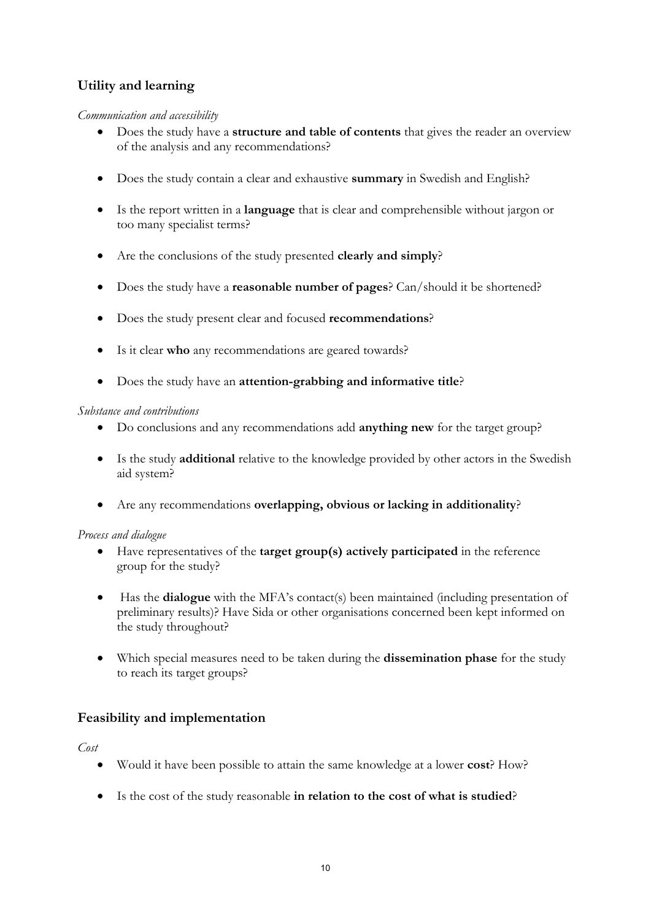## Utility and learning

*Communication and accessibility*

- Does the study have a **structure and table of contents** that gives the reader an overview of the analysis and any recommendations?
- Does the study contain a clear and exhaustive **summary** in Swedish and English?
- Is the report written in a **language** that is clear and comprehensible without jargon or too many specialist terms?
- Are the conclusions of the study presented **clearly and simply**?
- Does the study have a **reasonable number of pages**? Can/should it be shortened?
- Does the study present clear and focused **recommendations**?
- Is it clear **who** any recommendations are geared towards?
- Does the study have an **attention-grabbing and informative title**?

*Substance and contributions*

- Do conclusions and any recommendations add **anything new** for the target group?
- Is the study **additional** relative to the knowledge provided by other actors in the Swedish aid system?
- Are any recommendations **overlapping, obvious or lacking in additionality**?

*Process and dialogue*

- Have representatives of the **target group(s) actively participated** in the reference group for the study?
- Has the **dialogue** with the MFA's contact(s) been maintained (including presentation of preliminary results)? Have Sida or other organisations concerned been kept informed on the study throughout?
- Which special measures need to be taken during the **dissemination phase** for the study to reach its target groups?

## Feasibility and implementation

*Cost*

- Would it have been possible to attain the same knowledge at a lower **cost**? How?
- Is the cost of the study reasonable **in relation to the cost of what is studied**?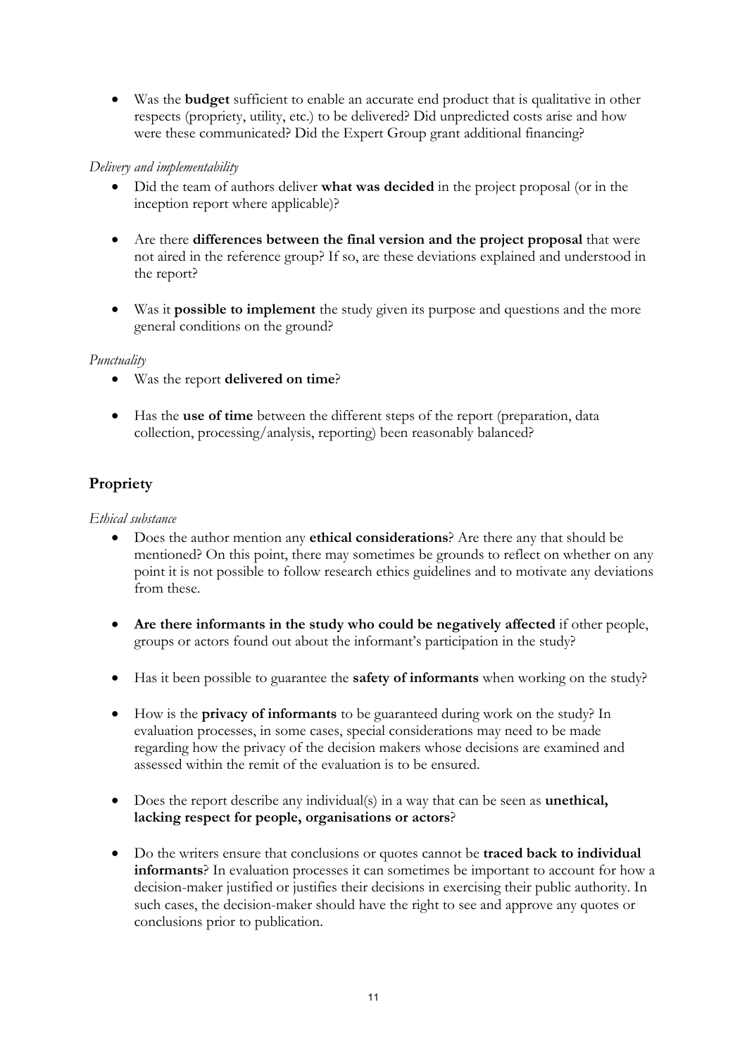- Was the **budget** sufficient to enable an accurate end product that is qualitative in other respects (propriety, utility, etc.) to be delivered? Did unpredicted costs arise and how were these communicated? Did the Expert Group grant additional financing?

*Delivery and implementability*

- Did the team of authors deliver **what was decided** in the project proposal (or in the inception report where applicable)?
- Are there **differences between the final version and the project proposal** that were not aired in the reference group? If so, are these deviations explained and understood in the report?
- Was it **possible to implement** the study given its purpose and questions and the more general conditions on the ground?

*Punctuality*

- Was the report **delivered on time**?
- Has the **use of time** between the different steps of the report (preparation, data collection, processing/analysis, reporting) been reasonably balanced?

## Propriety

*Ethical substance*

- Does the author mention any **ethical considerations**? Are there any that should be mentioned? On this point, there may sometimes be grounds to reflect on whether on any point it is not possible to follow research ethics guidelines and to motivate any deviations from these.
- **Are there informants in the study who could be negatively affected** if other people, groups or actors found out about the informant's participation in the study?
- Has it been possible to guarantee the **safety of informants** when working on the study?
- How is the **privacy of informants** to be guaranteed during work on the study? In evaluation processes, in some cases, special considerations may need to be made regarding how the privacy of the decision makers whose decisions are examined and assessed within the remit of the evaluation is to be ensured.
- Does the report describe any individual(s) in a way that can be seen as **unethical, lacking respect for people, organisations or actors**?
- Do the writers ensure that conclusions or quotes cannot be **traced back to individual informants**? In evaluation processes it can sometimes be important to account for how a decision-maker justified or justifies their decisions in exercising their public authority. In such cases, the decision-maker should have the right to see and approve any quotes or conclusions prior to publication.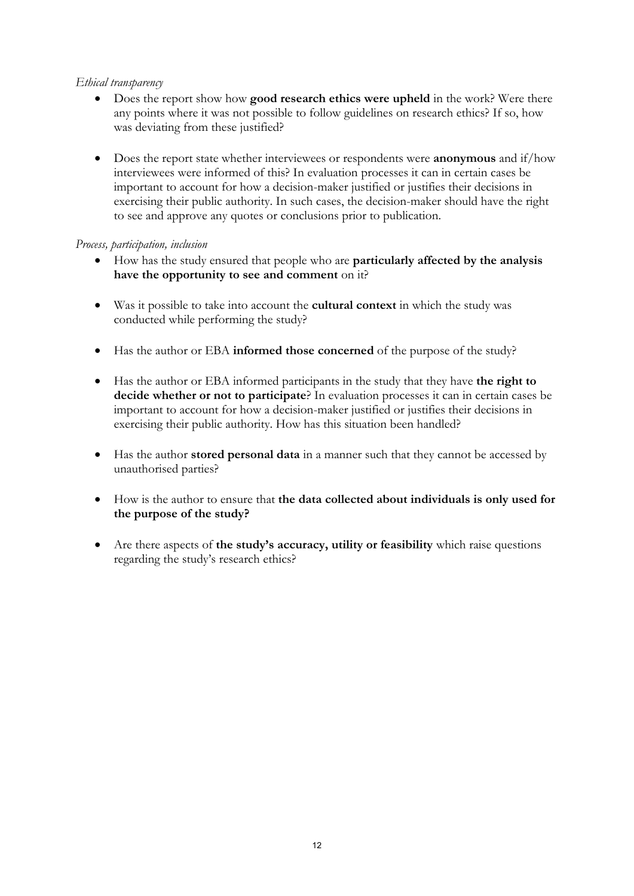*Ethical transparency*

- Does the report show how **good research ethics were upheld** in the work? Were there any points where it was not possible to follow guidelines on research ethics? If so, how was deviating from these justified?

- Does the report state whether interviewees or respondents were **anonymous** and if/how interviewees were informed of this? In evaluation processes it can in certain cases be important to account for how a decision-maker justified or justifies their decisions in exercising their public authority. In such cases, the decision-maker should have the right to see and approve any quotes or conclusions prior to publication.

*Process, participation, inclusion*

- How has the study ensured that people who are **particularly affected by the analysis have the opportunity to see and comment** on it?

- Was it possible to take into account the **cultural context** in which the study was conducted while performing the study?

- Has the author or EBA **informed those concerned** of the purpose of the study?

- Has the author or EBA informed participants in the study that they have **the right to decide whether or not to participate**? In evaluation processes it can in certain cases be important to account for how a decision-maker justified or justifies their decisions in exercising their public authority. How has this situation been handled?

- Has the author **stored personal data** in a manner such that they cannot be accessed by unauthorised parties?

- How is the author to ensure that **the data collected about individuals is only used for the purpose of the study?**

- Are there aspects of **the study's accuracy, utility or feasibility** which raise questions regarding the study's research ethics?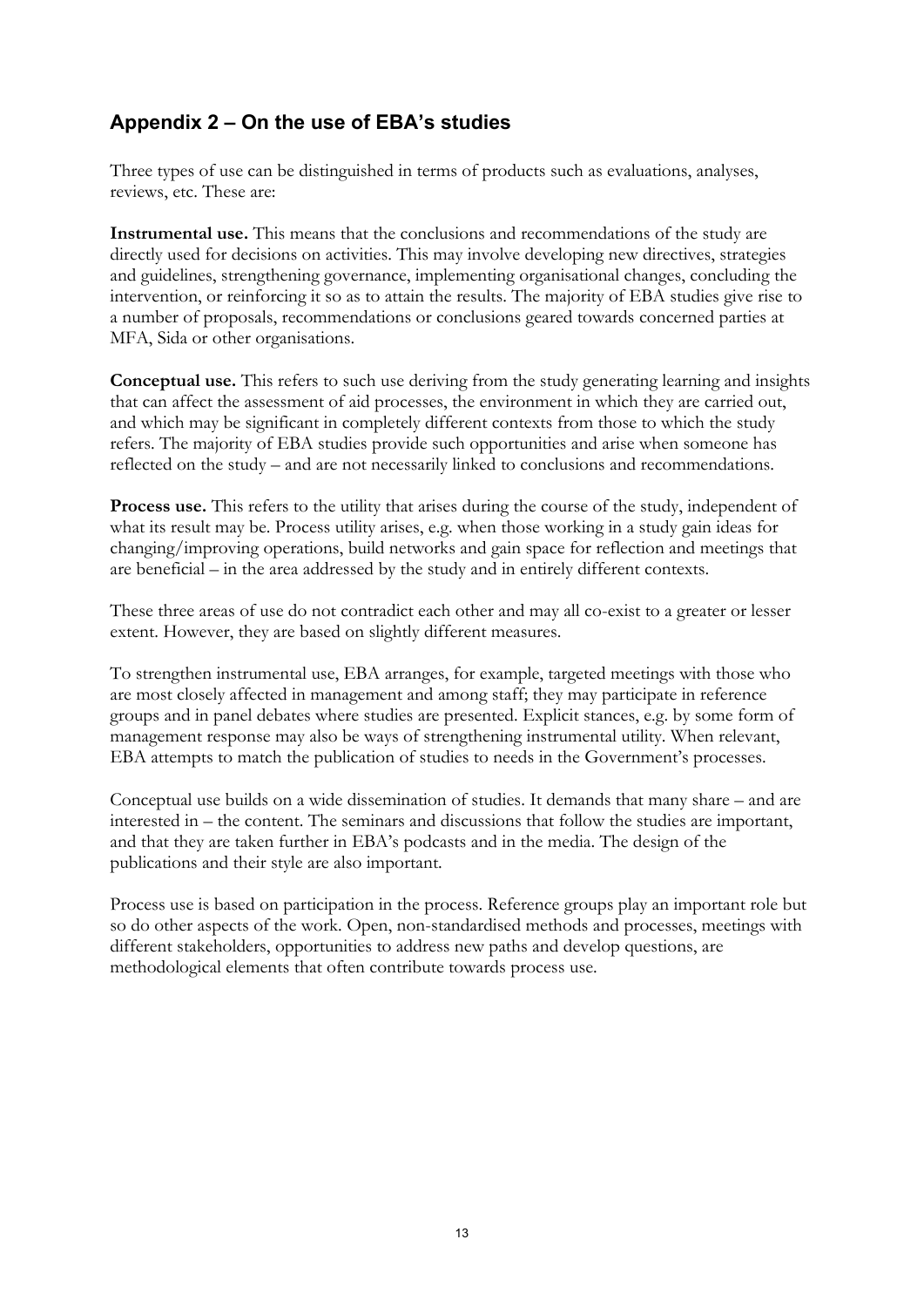## Appendix 2 – On the use of EBA's studies

Three types of use can be distinguished in terms of products such as evaluations, analyses, reviews, etc. These are:

**Instrumental use.** This means that the conclusions and recommendations of the study are directly used for decisions on activities. This may involve developing new directives, strategies and guidelines, strengthening governance, implementing organisational changes, concluding the intervention, or reinforcing it so as to attain the results. The majority of EBA studies give rise to a number of proposals, recommendations or conclusions geared towards concerned parties at MFA, Sida or other organisations.

**Conceptual use.** This refers to such use deriving from the study generating learning and insights that can affect the assessment of aid processes, the environment in which they are carried out, and which may be significant in completely different contexts from those to which the study refers. The majority of EBA studies provide such opportunities and arise when someone has reflected on the study – and are not necessarily linked to conclusions and recommendations.

**Process use.** This refers to the utility that arises during the course of the study, independent of what its result may be. Process utility arises, e.g. when those working in a study gain ideas for changing/improving operations, build networks and gain space for reflection and meetings that are beneficial – in the area addressed by the study and in entirely different contexts.

These three areas of use do not contradict each other and may all co-exist to a greater or lesser extent. However, they are based on slightly different measures.

To strengthen instrumental use, EBA arranges, for example, targeted meetings with those who are most closely affected in management and among staff; they may participate in reference groups and in panel debates where studies are presented. Explicit stances, e.g. by some form of management response may also be ways of strengthening instrumental utility. When relevant, EBA attempts to match the publication of studies to needs in the Government's processes.

Conceptual use builds on a wide dissemination of studies. It demands that many share – and are interested in – the content. The seminars and discussions that follow the studies are important, and that they are taken further in EBA's podcasts and in the media. The design of the publications and their style are also important.

Process use is based on participation in the process. Reference groups play an important role but so do other aspects of the work. Open, non-standardised methods and processes, meetings with different stakeholders, opportunities to address new paths and develop questions, are methodological elements that often contribute towards process use.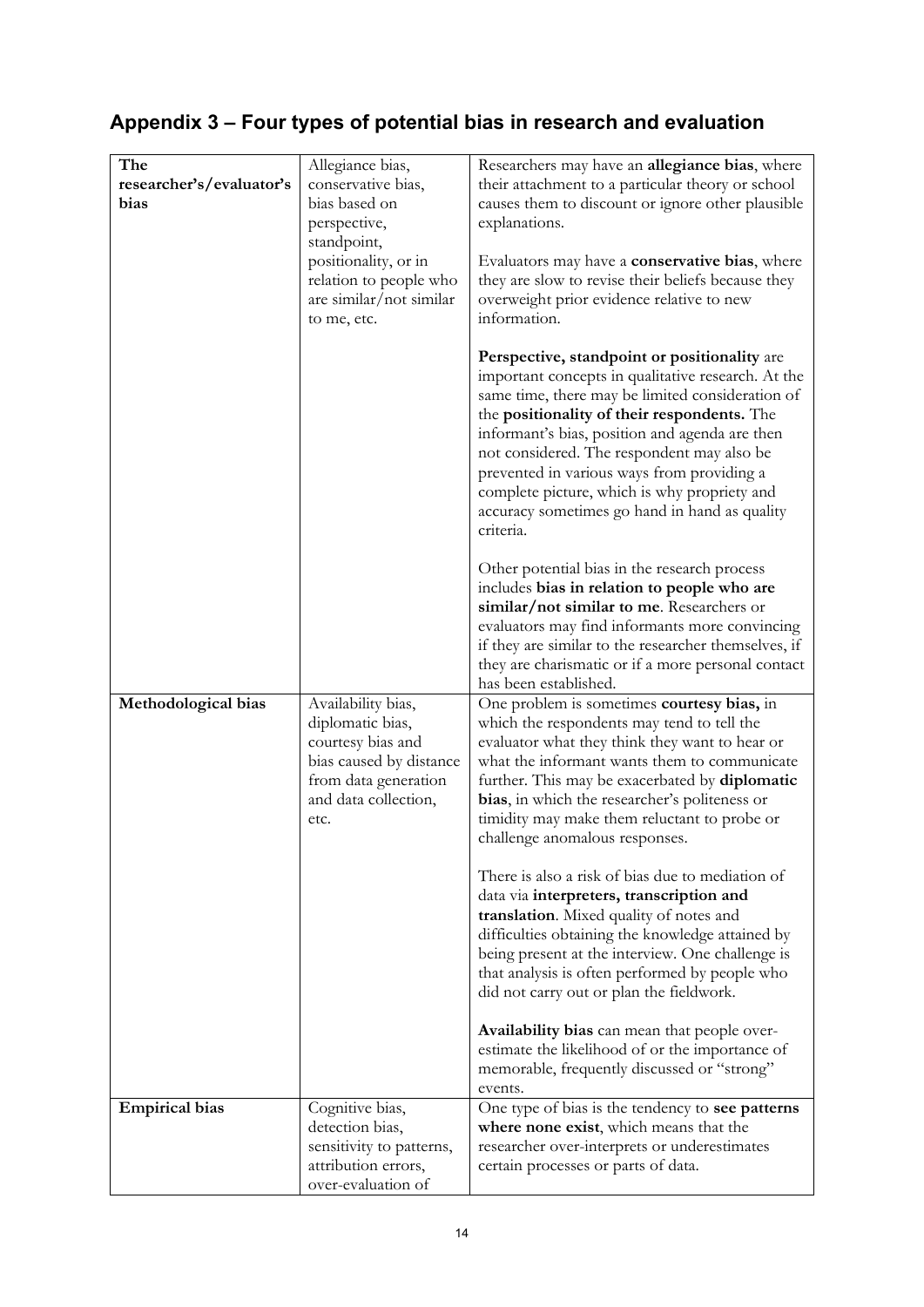## Appendix 3 – Four types of potential bias in research and evaluation

| | | |
|---|---|---|
| **The researcher's/evaluator's bias** | Allegiance bias, conservative bias, bias based on perspective, standpoint, positionality, or in relation to people who are similar/not similar to me, etc. | Researchers may have an **allegiance bias**, where their attachment to a particular theory or school causes them to discount or ignore other plausible explanations.<br><br>Evaluators may have a **conservative bias**, where they are slow to revise their beliefs because they overweight prior evidence relative to new information.<br><br>**Perspective, standpoint or positionality** are important concepts in qualitative research. At the same time, there may be limited consideration of the **positionality of their respondents.** The informant's bias, position and agenda are then not considered. The respondent may also be prevented in various ways from providing a complete picture, which is why propriety and accuracy sometimes go hand in hand as quality criteria.<br><br>Other potential bias in the research process includes **bias in relation to people who are similar/not similar to me**. Researchers or evaluators may find informants more convincing if they are similar to the researcher themselves, if they are charismatic or if a more personal contact has been established. |
| **Methodological bias** | Availability bias, diplomatic bias, courtesy bias and bias caused by distance from data generation and data collection, etc. | One problem is sometimes **courtesy bias,** in which the respondents may tend to tell the evaluator what they think they want to hear or what the informant wants them to communicate further. This may be exacerbated by **diplomatic bias**, in which the researcher's politeness or timidity may make them reluctant to probe or challenge anomalous responses.<br><br>There is also a risk of bias due to mediation of data via **interpreters, transcription and translation**. Mixed quality of notes and difficulties obtaining the knowledge attained by being present at the interview. One challenge is that analysis is often performed by people who did not carry out or plan the fieldwork.<br><br>**Availability bias** can mean that people over-estimate the likelihood of or the importance of memorable, frequently discussed or "strong" events. |
| **Empirical bias** | Cognitive bias, detection bias, sensitivity to patterns, attribution errors, over-evaluation of | One type of bias is the tendency to **see patterns where none exist**, which means that the researcher over-interprets or underestimates certain processes or parts of data. |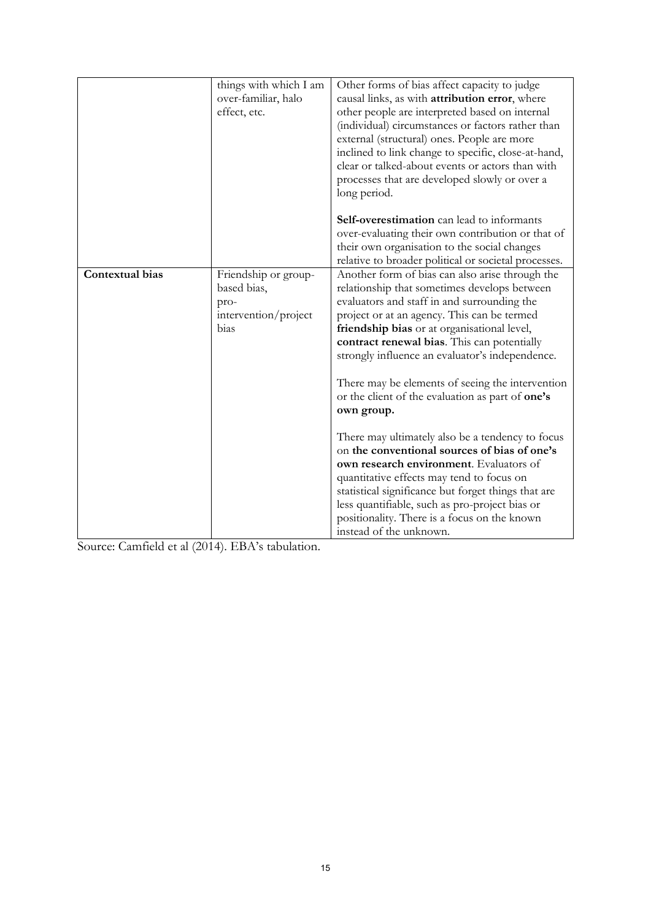| | | |
|---|---|---|
| | things with which I am over-familiar, halo effect, etc. | Other forms of bias affect capacity to judge causal links, as with **attribution error**, where other people are interpreted based on internal (individual) circumstances or factors rather than external (structural) ones. People are more inclined to link change to specific, close-at-hand, clear or talked-about events or actors than with processes that are developed slowly or over a long period.<br><br>**Self-overestimation** can lead to informants over-evaluating their own contribution or that of their own organisation to the social changes relative to broader political or societal processes. |
| **Contextual bias** | Friendship or group-based bias, pro-intervention/project bias | Another form of bias can also arise through the relationship that sometimes develops between evaluators and staff in and surrounding the project or at an agency. This can be termed **friendship bias** or at organisational level, **contract renewal bias**. This can potentially strongly influence an evaluator's independence.<br><br>There may be elements of seeing the intervention or the client of the evaluation as part of **one's own group.**<br><br>There may ultimately also be a tendency to focus on **the conventional sources of bias of one's own research environment**. Evaluators of quantitative effects may tend to focus on statistical significance but forget things that are less quantifiable, such as pro-project bias or positionality. There is a focus on the known instead of the unknown. |

Source: Camfield et al (2014). EBA's tabulation.